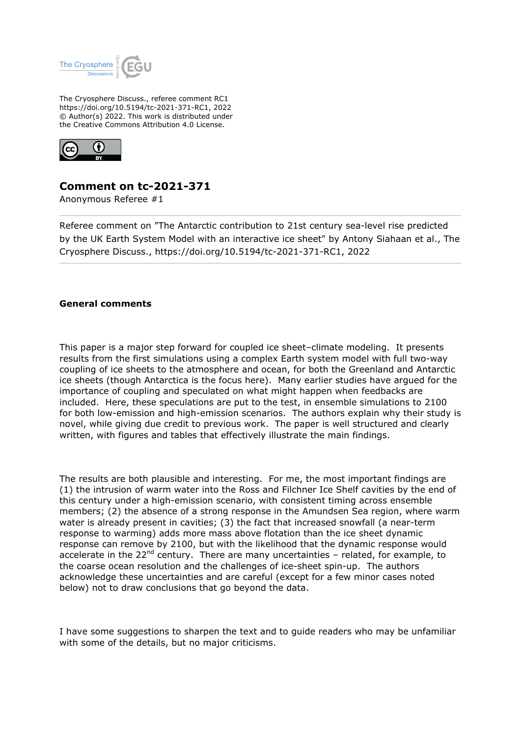The Cryosphere Discuss., referee comment RC1
https://doi.org/10.5194/tc-2021-371-RC1, 2022
© Author(s) 2022. This work is distributed under
the Creative Commons Attribution 4.0 License.

# Comment on tc-2021-371

Anonymous Referee #1

Referee comment on "The Antarctic contribution to 21st century sea-level rise predicted by the UK Earth System Model with an interactive ice sheet" by Antony Siahaan et al., The Cryosphere Discuss., https://doi.org/10.5194/tc-2021-371-RC1, 2022

## General comments

This paper is a major step forward for coupled ice sheet–climate modeling. It presents results from the first simulations using a complex Earth system model with full two-way coupling of ice sheets to the atmosphere and ocean, for both the Greenland and Antarctic ice sheets (though Antarctica is the focus here). Many earlier studies have argued for the importance of coupling and speculated on what might happen when feedbacks are included. Here, these speculations are put to the test, in ensemble simulations to 2100 for both low-emission and high-emission scenarios. The authors explain why their study is novel, while giving due credit to previous work. The paper is well structured and clearly written, with figures and tables that effectively illustrate the main findings.

The results are both plausible and interesting. For me, the most important findings are (1) the intrusion of warm water into the Ross and Filchner Ice Shelf cavities by the end of this century under a high-emission scenario, with consistent timing across ensemble members; (2) the absence of a strong response in the Amundsen Sea region, where warm water is already present in cavities; (3) the fact that increased snowfall (a near-term response to warming) adds more mass above flotation than the ice sheet dynamic response can remove by 2100, but with the likelihood that the dynamic response would accelerate in the 22nd century. There are many uncertainties – related, for example, to the coarse ocean resolution and the challenges of ice-sheet spin-up. The authors acknowledge these uncertainties and are careful (except for a few minor cases noted below) not to draw conclusions that go beyond the data.

I have some suggestions to sharpen the text and to guide readers who may be unfamiliar with some of the details, but no major criticisms.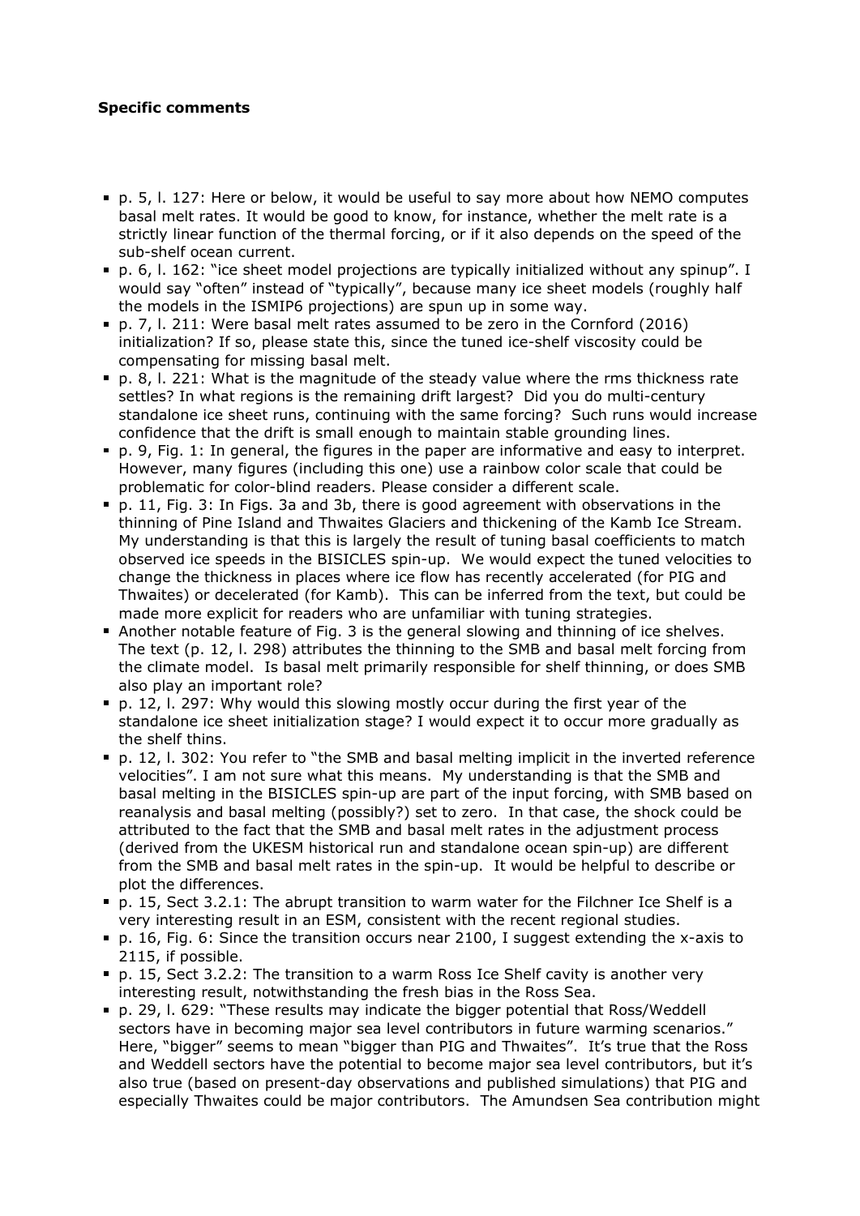**Specific comments**

- p. 5, l. 127: Here or below, it would be useful to say more about how NEMO computes basal melt rates. It would be good to know, for instance, whether the melt rate is a strictly linear function of the thermal forcing, or if it also depends on the speed of the sub-shelf ocean current.
- p. 6, l. 162: "ice sheet model projections are typically initialized without any spinup". I would say "often" instead of "typically", because many ice sheet models (roughly half the models in the ISMIP6 projections) are spun up in some way.
- p. 7, l. 211: Were basal melt rates assumed to be zero in the Cornford (2016) initialization? If so, please state this, since the tuned ice-shelf viscosity could be compensating for missing basal melt.
- p. 8, l. 221: What is the magnitude of the steady value where the rms thickness rate settles? In what regions is the remaining drift largest? Did you do multi-century standalone ice sheet runs, continuing with the same forcing? Such runs would increase confidence that the drift is small enough to maintain stable grounding lines.
- p. 9, Fig. 1: In general, the figures in the paper are informative and easy to interpret. However, many figures (including this one) use a rainbow color scale that could be problematic for color-blind readers. Please consider a different scale.
- p. 11, Fig. 3: In Figs. 3a and 3b, there is good agreement with observations in the thinning of Pine Island and Thwaites Glaciers and thickening of the Kamb Ice Stream. My understanding is that this is largely the result of tuning basal coefficients to match observed ice speeds in the BISICLES spin-up. We would expect the tuned velocities to change the thickness in places where ice flow has recently accelerated (for PIG and Thwaites) or decelerated (for Kamb). This can be inferred from the text, but could be made more explicit for readers who are unfamiliar with tuning strategies.
- Another notable feature of Fig. 3 is the general slowing and thinning of ice shelves. The text (p. 12, l. 298) attributes the thinning to the SMB and basal melt forcing from the climate model. Is basal melt primarily responsible for shelf thinning, or does SMB also play an important role?
- p. 12, l. 297: Why would this slowing mostly occur during the first year of the standalone ice sheet initialization stage? I would expect it to occur more gradually as the shelf thins.
- p. 12, l. 302: You refer to "the SMB and basal melting implicit in the inverted reference velocities". I am not sure what this means. My understanding is that the SMB and basal melting in the BISICLES spin-up are part of the input forcing, with SMB based on reanalysis and basal melting (possibly?) set to zero. In that case, the shock could be attributed to the fact that the SMB and basal melt rates in the adjustment process (derived from the UKESM historical run and standalone ocean spin-up) are different from the SMB and basal melt rates in the spin-up. It would be helpful to describe or plot the differences.
- p. 15, Sect 3.2.1: The abrupt transition to warm water for the Filchner Ice Shelf is a very interesting result in an ESM, consistent with the recent regional studies.
- p. 16, Fig. 6: Since the transition occurs near 2100, I suggest extending the x-axis to 2115, if possible.
- p. 15, Sect 3.2.2: The transition to a warm Ross Ice Shelf cavity is another very interesting result, notwithstanding the fresh bias in the Ross Sea.
- p. 29, l. 629: "These results may indicate the bigger potential that Ross/Weddell sectors have in becoming major sea level contributors in future warming scenarios." Here, "bigger" seems to mean "bigger than PIG and Thwaites". It's true that the Ross and Weddell sectors have the potential to become major sea level contributors, but it's also true (based on present-day observations and published simulations) that PIG and especially Thwaites could be major contributors. The Amundsen Sea contribution might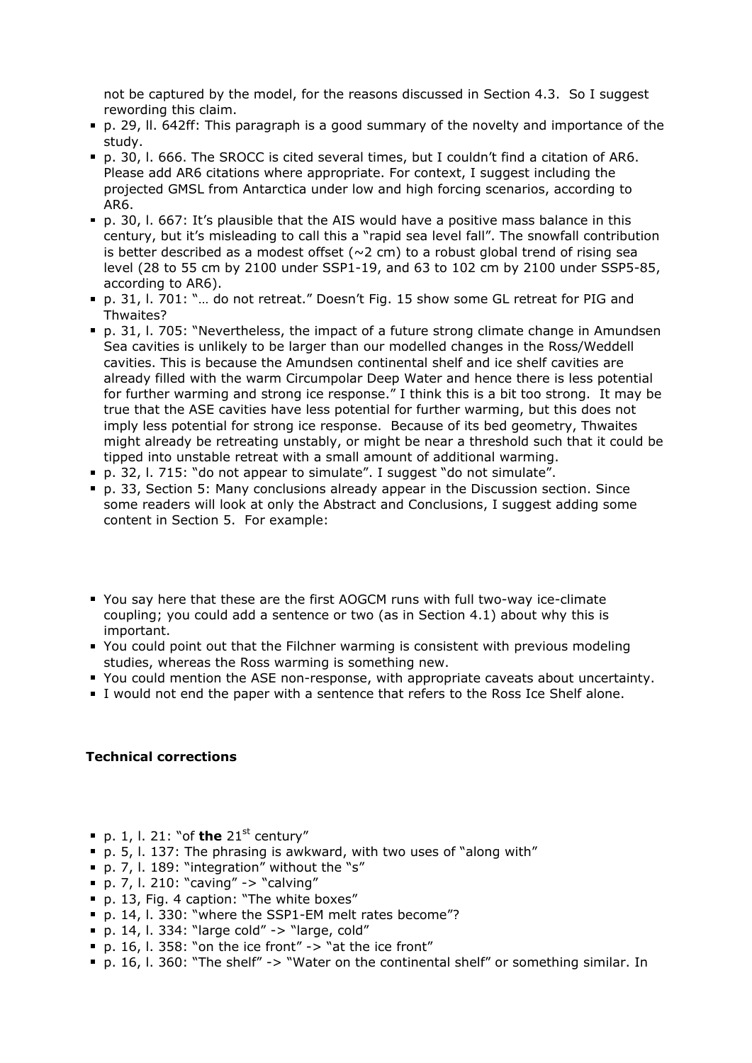not be captured by the model, for the reasons discussed in Section 4.3. So I suggest rewording this claim.

- p. 29, ll. 642ff: This paragraph is a good summary of the novelty and importance of the study.
- p. 30, l. 666. The SROCC is cited several times, but I couldn't find a citation of AR6. Please add AR6 citations where appropriate. For context, I suggest including the projected GMSL from Antarctica under low and high forcing scenarios, according to AR6.
- p. 30, l. 667: It's plausible that the AIS would have a positive mass balance in this century, but it's misleading to call this a "rapid sea level fall". The snowfall contribution is better described as a modest offset (~2 cm) to a robust global trend of rising sea level (28 to 55 cm by 2100 under SSP1-19, and 63 to 102 cm by 2100 under SSP5-85, according to AR6).
- p. 31, l. 701: "… do not retreat." Doesn't Fig. 15 show some GL retreat for PIG and Thwaites?
- p. 31, l. 705: "Nevertheless, the impact of a future strong climate change in Amundsen Sea cavities is unlikely to be larger than our modelled changes in the Ross/Weddell cavities. This is because the Amundsen continental shelf and ice shelf cavities are already filled with the warm Circumpolar Deep Water and hence there is less potential for further warming and strong ice response." I think this is a bit too strong. It may be true that the ASE cavities have less potential for further warming, but this does not imply less potential for strong ice response. Because of its bed geometry, Thwaites might already be retreating unstably, or might be near a threshold such that it could be tipped into unstable retreat with a small amount of additional warming.
- p. 32, l. 715: "do not appear to simulate". I suggest "do not simulate".
- p. 33, Section 5: Many conclusions already appear in the Discussion section. Since some readers will look at only the Abstract and Conclusions, I suggest adding some content in Section 5. For example:

- You say here that these are the first AOGCM runs with full two-way ice-climate coupling; you could add a sentence or two (as in Section 4.1) about why this is important.
- You could point out that the Filchner warming is consistent with previous modeling studies, whereas the Ross warming is something new.
- You could mention the ASE non-response, with appropriate caveats about uncertainty.
- I would not end the paper with a sentence that refers to the Ross Ice Shelf alone.

**Technical corrections**

- p. 1, l. 21: "of **the** 21$^{st}$ century"
- p. 5, l. 137: The phrasing is awkward, with two uses of "along with"
- p. 7, l. 189: "integration" without the "s"
- p. 7, l. 210: "caving" -> "calving"
- p. 13, Fig. 4 caption: "The white boxes"
- p. 14, l. 330: "where the SSP1-EM melt rates become"?
- p. 14, l. 334: "large cold" -> "large, cold"
- p. 16, l. 358: "on the ice front" -> "at the ice front"
- p. 16, l. 360: "The shelf" -> "Water on the continental shelf" or something similar. In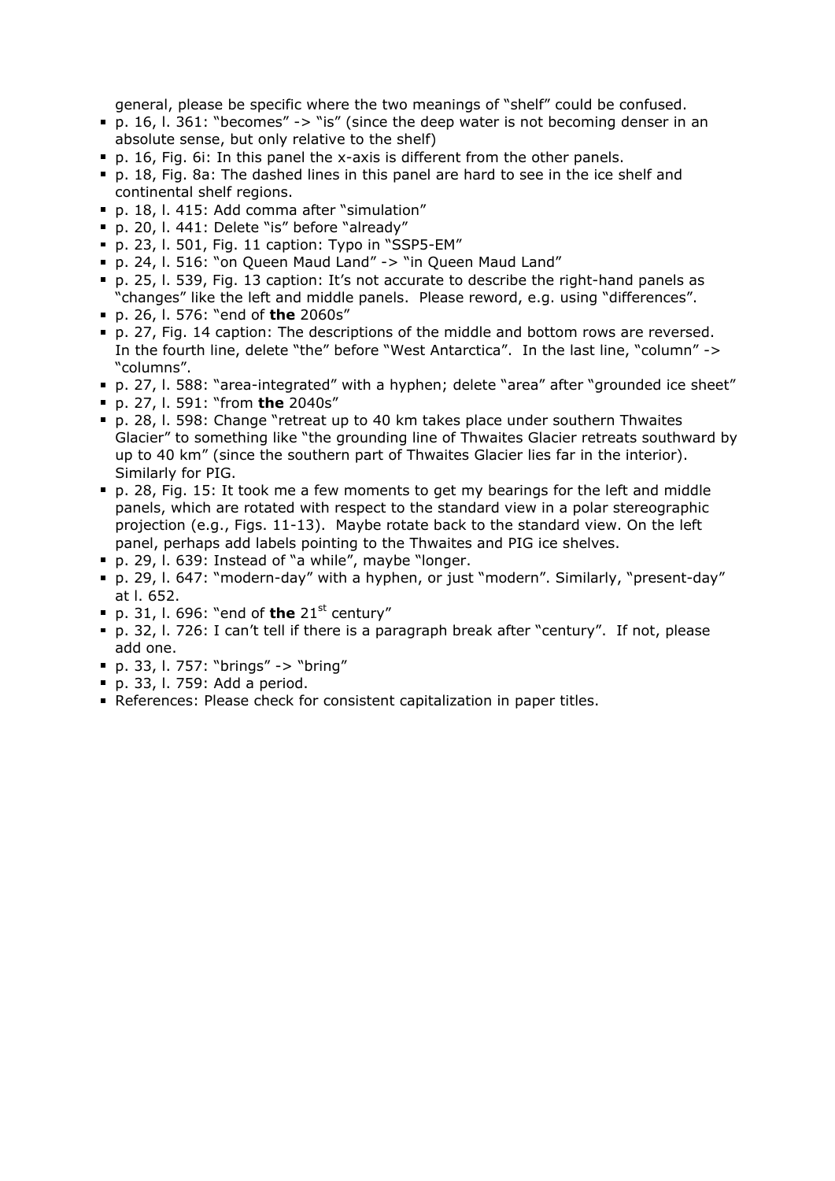general, please be specific where the two meanings of "shelf" could be confused.

- p. 16, l. 361: "becomes" -> "is" (since the deep water is not becoming denser in an absolute sense, but only relative to the shelf)
- p. 16, Fig. 6i: In this panel the x-axis is different from the other panels.
- p. 18, Fig. 8a: The dashed lines in this panel are hard to see in the ice shelf and continental shelf regions.
- p. 18, l. 415: Add comma after "simulation"
- p. 20, l. 441: Delete "is" before "already"
- p. 23, l. 501, Fig. 11 caption: Typo in "SSP5-EM"
- p. 24, l. 516: "on Queen Maud Land" -> "in Queen Maud Land"
- p. 25, l. 539, Fig. 13 caption: It's not accurate to describe the right-hand panels as "changes" like the left and middle panels. Please reword, e.g. using "differences".
- p. 26, l. 576: "end of **the** 2060s"
- p. 27, Fig. 14 caption: The descriptions of the middle and bottom rows are reversed. In the fourth line, delete "the" before "West Antarctica". In the last line, "column" -> "columns".
- p. 27, l. 588: "area-integrated" with a hyphen; delete "area" after "grounded ice sheet"
- p. 27, l. 591: "from **the** 2040s"
- p. 28, l. 598: Change "retreat up to 40 km takes place under southern Thwaites Glacier" to something like "the grounding line of Thwaites Glacier retreats southward by up to 40 km" (since the southern part of Thwaites Glacier lies far in the interior). Similarly for PIG.
- p. 28, Fig. 15: It took me a few moments to get my bearings for the left and middle panels, which are rotated with respect to the standard view in a polar stereographic projection (e.g., Figs. 11-13). Maybe rotate back to the standard view. On the left panel, perhaps add labels pointing to the Thwaites and PIG ice shelves.
- p. 29, l. 639: Instead of "a while", maybe "longer.
- p. 29, l. 647: "modern-day" with a hyphen, or just "modern". Similarly, "present-day" at l. 652.
- p. 31, l. 696: "end of **the** 21st century"
- p. 32, l. 726: I can't tell if there is a paragraph break after "century". If not, please add one.
- p. 33, l. 757: "brings" -> "bring"
- p. 33, l. 759: Add a period.
- References: Please check for consistent capitalization in paper titles.